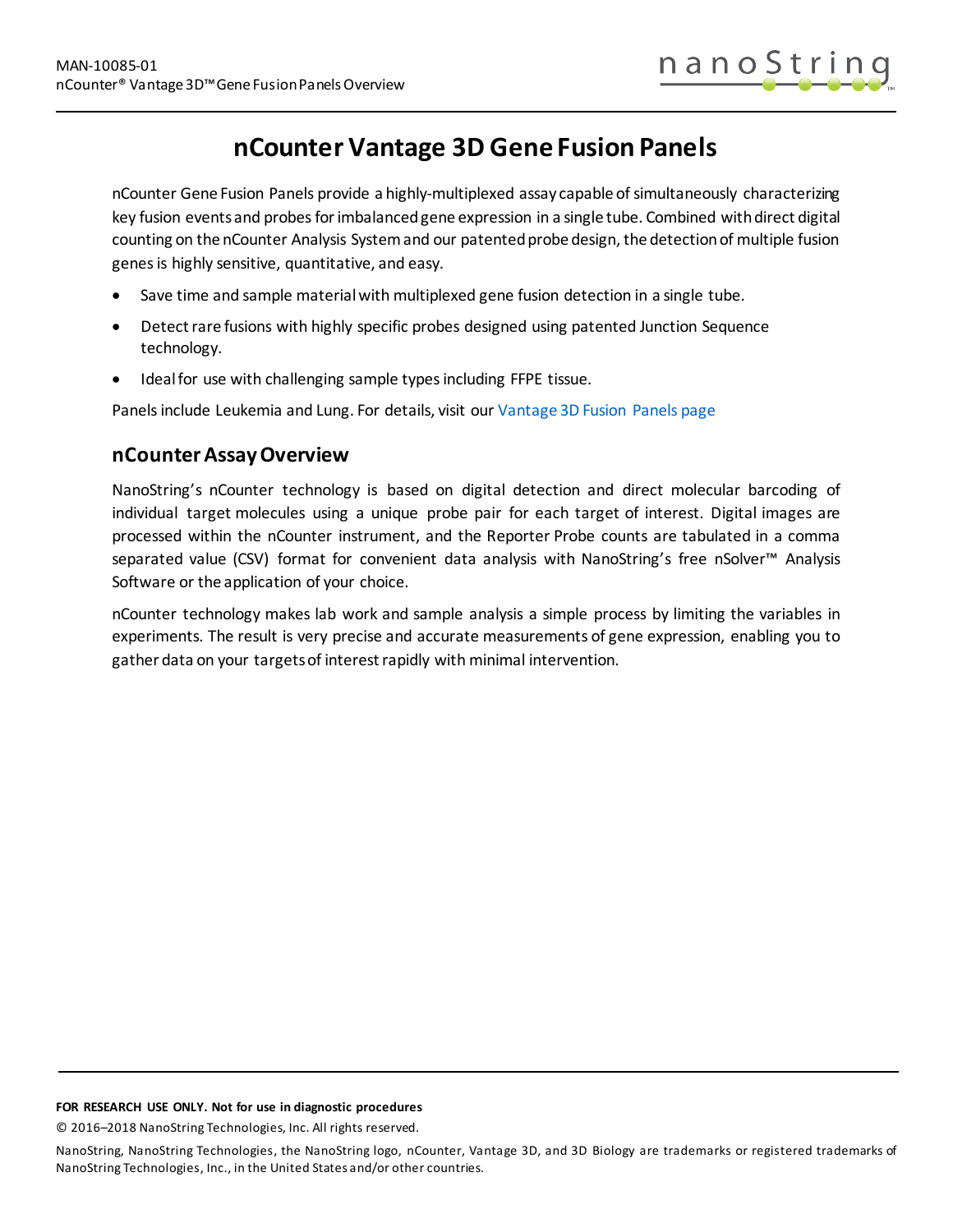# nCounter Vantage 3D Gene Fusion Panels

nCounter Gene Fusion Panels provide a highly-multiplexed assay capable of simultaneously characterizing key fusion events and probes for imbalanced gene expression in a single tube. Combined with direct digital counting on the nCounter Analysis System and our patented probe design, the detection of multiple fusion genes is highly sensitive, quantitative, and easy.

- Save time and sample material with multiplexed gene fusion detection in a single tube.
- Detect rare fusions with highly specific probes designed using patented Junction Sequence technology.
- Ideal for use with challenging sample types including FFPE tissue.

Panels include Leukemia and Lung. For details, visit our Vantage 3D Fusion Panels page

## nCounter Assay Overview

NanoString's nCounter technology is based on digital detection and direct molecular barcoding of individual target molecules using a unique probe pair for each target of interest. Digital images are processed within the nCounter instrument, and the Reporter Probe counts are tabulated in a comma separated value (CSV) format for convenient data analysis with NanoString's free nSolver™ Analysis Software or the application of your choice.

nCounter technology makes lab work and sample analysis a simple process by limiting the variables in experiments. The result is very precise and accurate measurements of gene expression, enabling you to gather data on your targets of interest rapidly with minimal intervention.

**FOR RESEARCH USE ONLY. Not for use in diagnostic procedures**

© 2016–2018 NanoString Technologies, Inc. All rights reserved.

NanoString, NanoString Technologies, the NanoString logo, nCounter, Vantage 3D, and 3D Biology are trademarks or registered trademarks of NanoString Technologies, Inc., in the United States and/or other countries.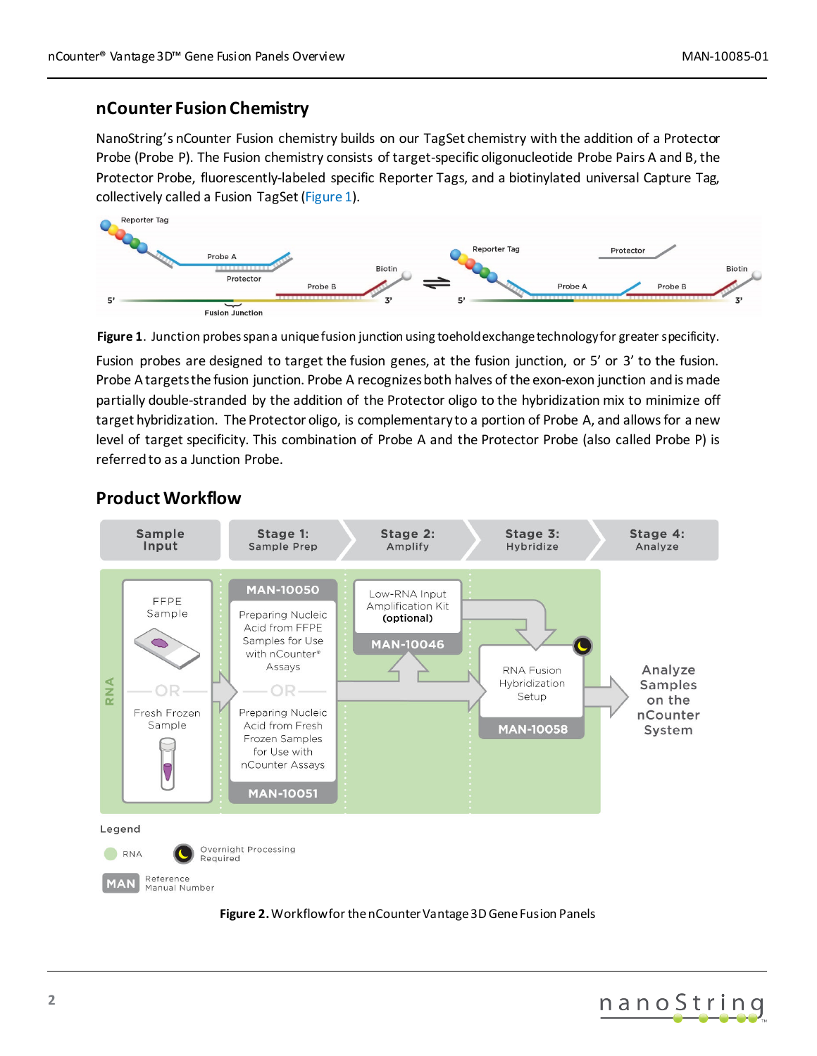## nCounter Fusion Chemistry

NanoString's nCounter Fusion chemistry builds on our TagSet chemistry with the addition of a Protector Probe (Probe P). The Fusion chemistry consists of target-specific oligonucleotide Probe Pairs A and B, the Protector Probe, fluorescently-labeled specific Reporter Tags, and a biotinylated universal Capture Tag, collectively called a Fusion TagSet (Figure 1).

**Figure 1**. Junction probes span a unique fusion junction using toehold exchange technology for greater specificity.

Fusion probes are designed to target the fusion genes, at the fusion junction, or 5' or 3' to the fusion. Probe A targets the fusion junction. Probe A recognizes both halves of the exon-exon junction and is made partially double-stranded by the addition of the Protector oligo to the hybridization mix to minimize off target hybridization. The Protector oligo, is complementary to a portion of Probe A, and allows for a new level of target specificity. This combination of Probe A and the Protector Probe (also called Probe P) is referred to as a Junction Probe.

## Product Workflow

**Figure 2.** Workflow for the nCounter Vantage 3D Gene Fusion Panels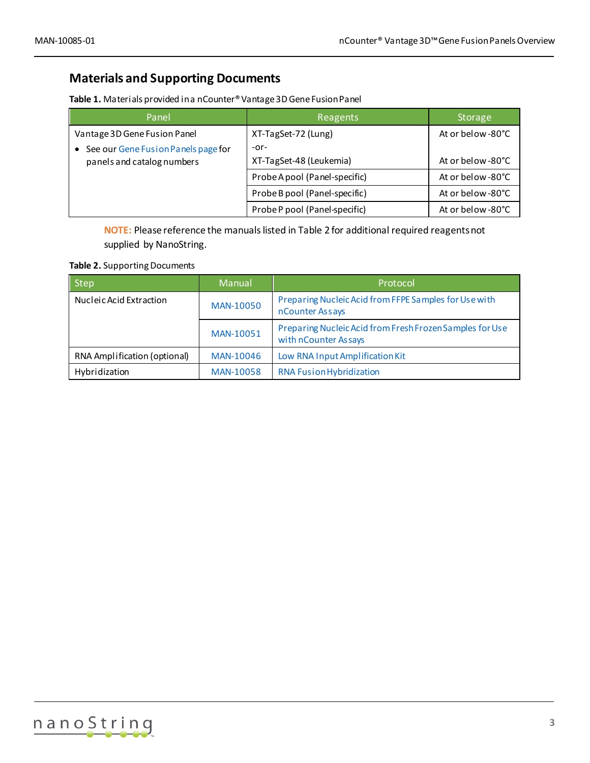## Materials and Supporting Documents

**Table 1.** Materials provided in a nCounter® Vantage 3D Gene Fusion Panel

| Panel | Reagents | Storage |
|---|---|---|
| Vantage 3D Gene Fusion Panel<br>• See our Gene Fusion Panels page for panels and catalog numbers | XT-TagSet-72 (Lung)<br>-or-<br>XT-TagSet-48 (Leukemia) | At or below -80°C<br><br>At or below -80°C |
| | Probe A pool (Panel-specific) | At or below -80°C |
| | Probe B pool (Panel-specific) | At or below -80°C |
| | Probe P pool (Panel-specific) | At or below -80°C |

**NOTE:** Please reference the manuals listed in Table 2 for additional required reagents not supplied by NanoString.

**Table 2.** Supporting Documents

| Step | Manual | Protocol |
|---|---|---|
| Nucleic Acid Extraction | MAN-10050 | Preparing Nucleic Acid from FFPE Samples for Use with nCounter Assays |
| | MAN-10051 | Preparing Nucleic Acid from Fresh Frozen Samples for Use with nCounter Assays |
| RNA Amplification (optional) | MAN-10046 | Low RNA Input Amplification Kit |
| Hybridization | MAN-10058 | RNA Fusion Hybridization |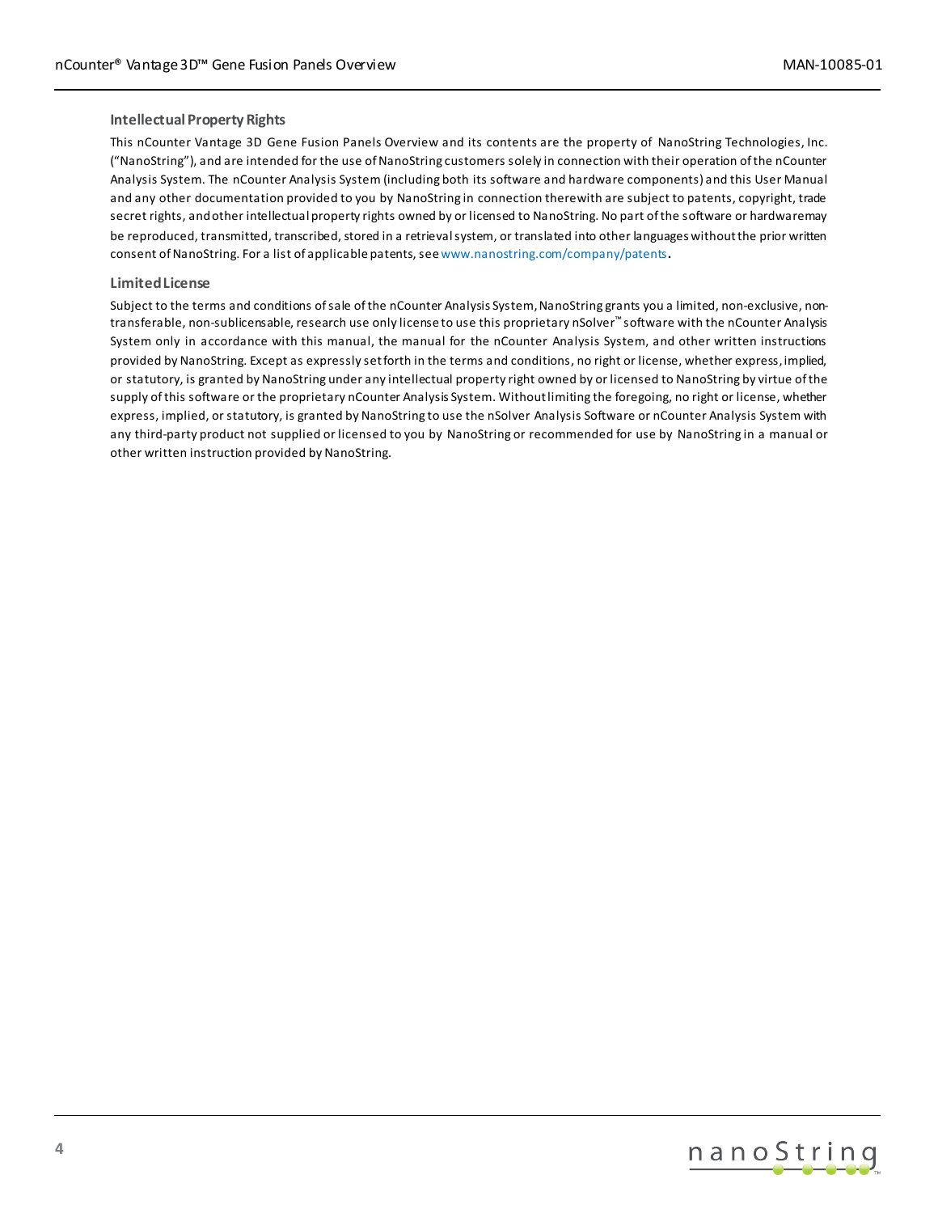### Intellectual Property Rights

This nCounter Vantage 3D Gene Fusion Panels Overview and its contents are the property of NanoString Technologies, Inc. ("NanoString"), and are intended for the use of NanoString customers solely in connection with their operation of the nCounter Analysis System. The nCounter Analysis System (including both its software and hardware components) and this User Manual and any other documentation provided to you by NanoString in connection therewith are subject to patents, copyright, trade secret rights, and other intellectual property rights owned by or licensed to NanoString. No part of the software or hardware may be reproduced, transmitted, transcribed, stored in a retrieval system, or translated into other languages without the prior written consent of NanoString. For a list of applicable patents, see www.nanostring.com/company/patents.

### Limited License

Subject to the terms and conditions of sale of the nCounter Analysis System, NanoString grants you a limited, non-exclusive, non-transferable, non-sublicensable, research use only license to use this proprietary nSolver™ software with the nCounter Analysis System only in accordance with this manual, the manual for the nCounter Analysis System, and other written instructions provided by NanoString. Except as expressly set forth in the terms and conditions, no right or license, whether express, implied, or statutory, is granted by NanoString under any intellectual property right owned by or licensed to NanoString by virtue of the supply of this software or the proprietary nCounter Analysis System. Without limiting the foregoing, no right or license, whether express, implied, or statutory, is granted by NanoString to use the nSolver Analysis Software or nCounter Analysis System with any third-party product not supplied or licensed to you by NanoString or recommended for use by NanoString in a manual or other written instruction provided by NanoString.